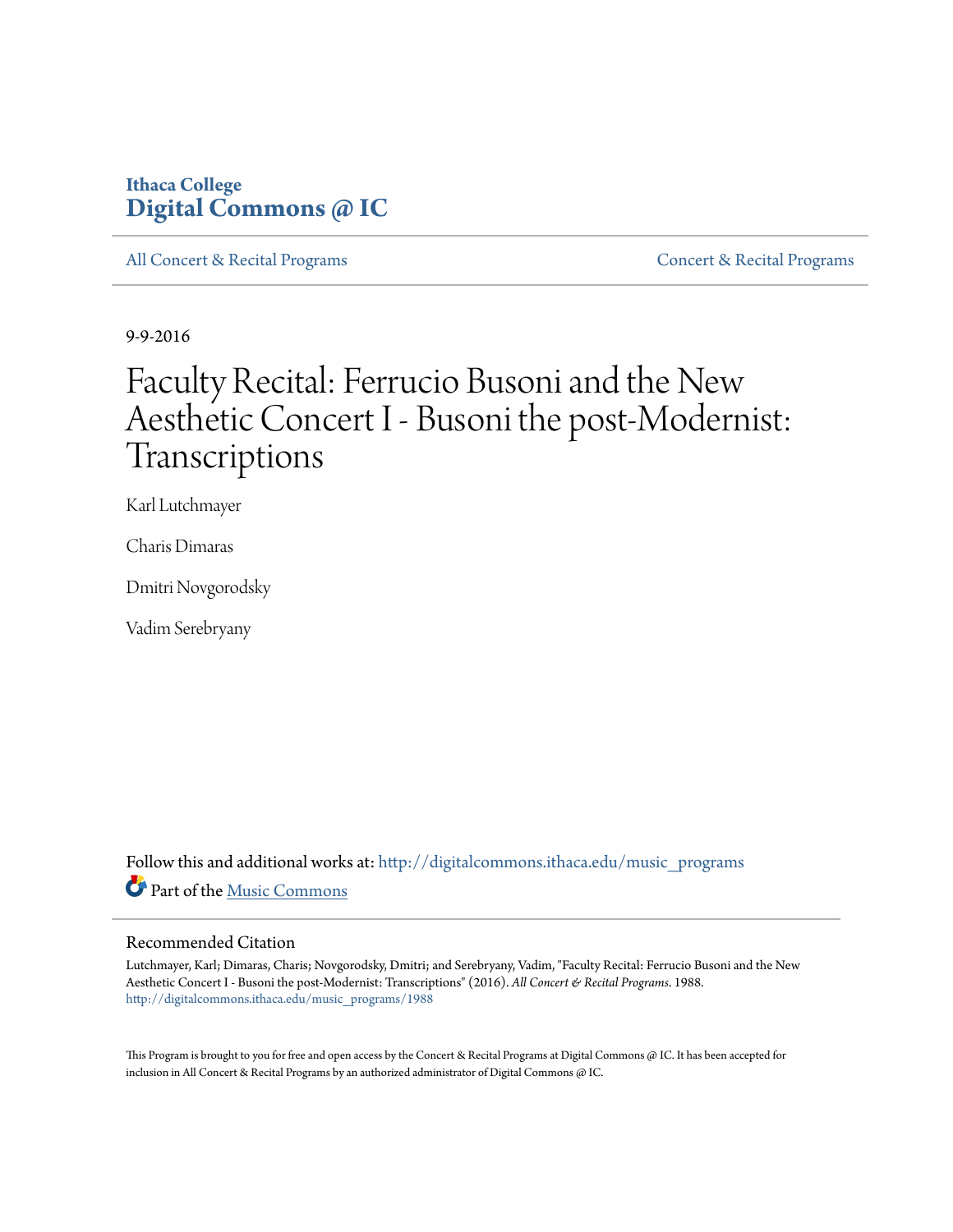Ithaca College
**Digital Commons @ IC**

All Concert & Recital Programs | Concert & Recital Programs

9-9-2016

# Faculty Recital: Ferrucio Busoni and the New Aesthetic Concert I - Busoni the post-Modernist: Transcriptions

Karl Lutchmayer

Charis Dimaras

Dmitri Novgorodsky

Vadim Serebryany

Follow this and additional works at: http://digitalcommons.ithaca.edu/music_programs

Part of the Music Commons

## Recommended Citation

Lutchmayer, Karl; Dimaras, Charis; Novgorodsky, Dmitri; and Serebryany, Vadim, "Faculty Recital: Ferrucio Busoni and the New Aesthetic Concert I - Busoni the post-Modernist: Transcriptions" (2016). *All Concert & Recital Programs*. 1988.
http://digitalcommons.ithaca.edu/music_programs/1988

This Program is brought to you for free and open access by the Concert & Recital Programs at Digital Commons @ IC. It has been accepted for inclusion in All Concert & Recital Programs by an authorized administrator of Digital Commons @ IC.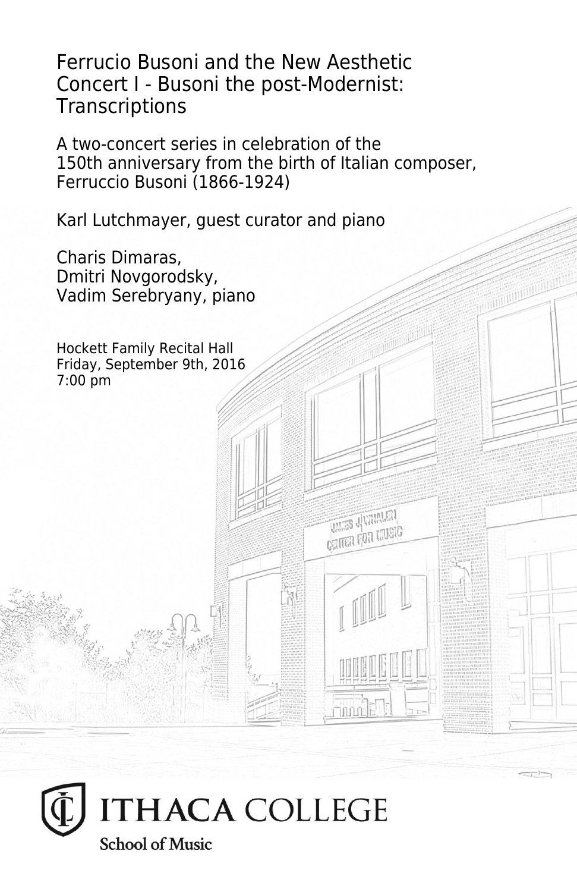# Ferrucio Busoni and the New Aesthetic
# Concert I - Busoni the post-Modernist: Transcriptions

A two-concert series in celebration of the 150th anniversary from the birth of Italian composer, Ferruccio Busoni (1866-1924)

Karl Lutchmayer, guest curator and piano

Charis Dimaras,
Dmitri Novgorodsky,
Vadim Serebryany, piano

Hockett Family Recital Hall
Friday, September 9th, 2016
7:00 pm

ITHACA COLLEGE
School of Music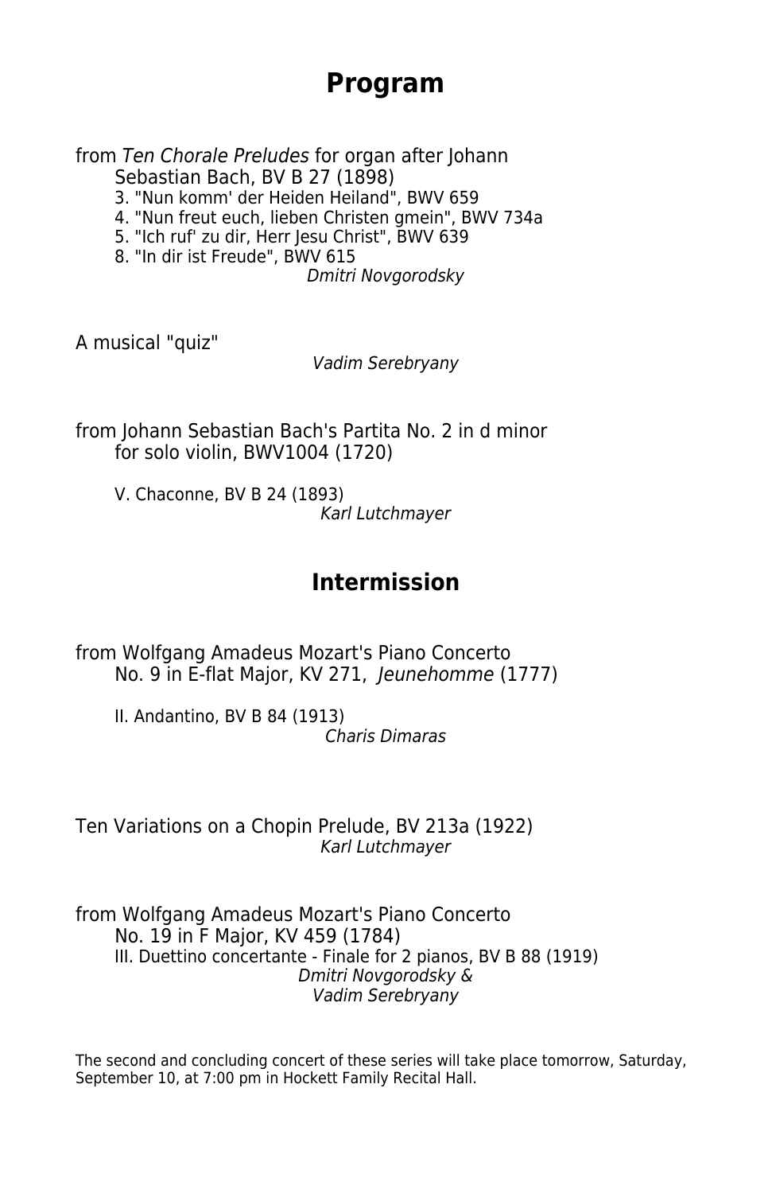# Program

from *Ten Chorale Preludes* for organ after Johann Sebastian Bach, BV B 27 (1898)

3. "Nun komm' der Heiden Heiland", BWV 659
4. "Nun freut euch, lieben Christen gmein", BWV 734a
5. "Ich ruf' zu dir, Herr Jesu Christ", BWV 639
8. "In dir ist Freude", BWV 615

*Dmitri Novgorodsky*

A musical "quiz"

*Vadim Serebryany*

from Johann Sebastian Bach's Partita No. 2 in d minor for solo violin, BWV1004 (1720)

V. Chaconne, BV B 24 (1893)

*Karl Lutchmayer*

## Intermission

from Wolfgang Amadeus Mozart's Piano Concerto No. 9 in E-flat Major, KV 271, *Jeunehomme* (1777)

II. Andantino, BV B 84 (1913)

*Charis Dimaras*

Ten Variations on a Chopin Prelude, BV 213a (1922)

*Karl Lutchmayer*

from Wolfgang Amadeus Mozart's Piano Concerto No. 19 in F Major, KV 459 (1784)

III. Duettino concertante - Finale for 2 pianos, BV B 88 (1919)

*Dmitri Novgorodsky &*
*Vadim Serebryany*

The second and concluding concert of these series will take place tomorrow, Saturday, September 10, at 7:00 pm in Hockett Family Recital Hall.